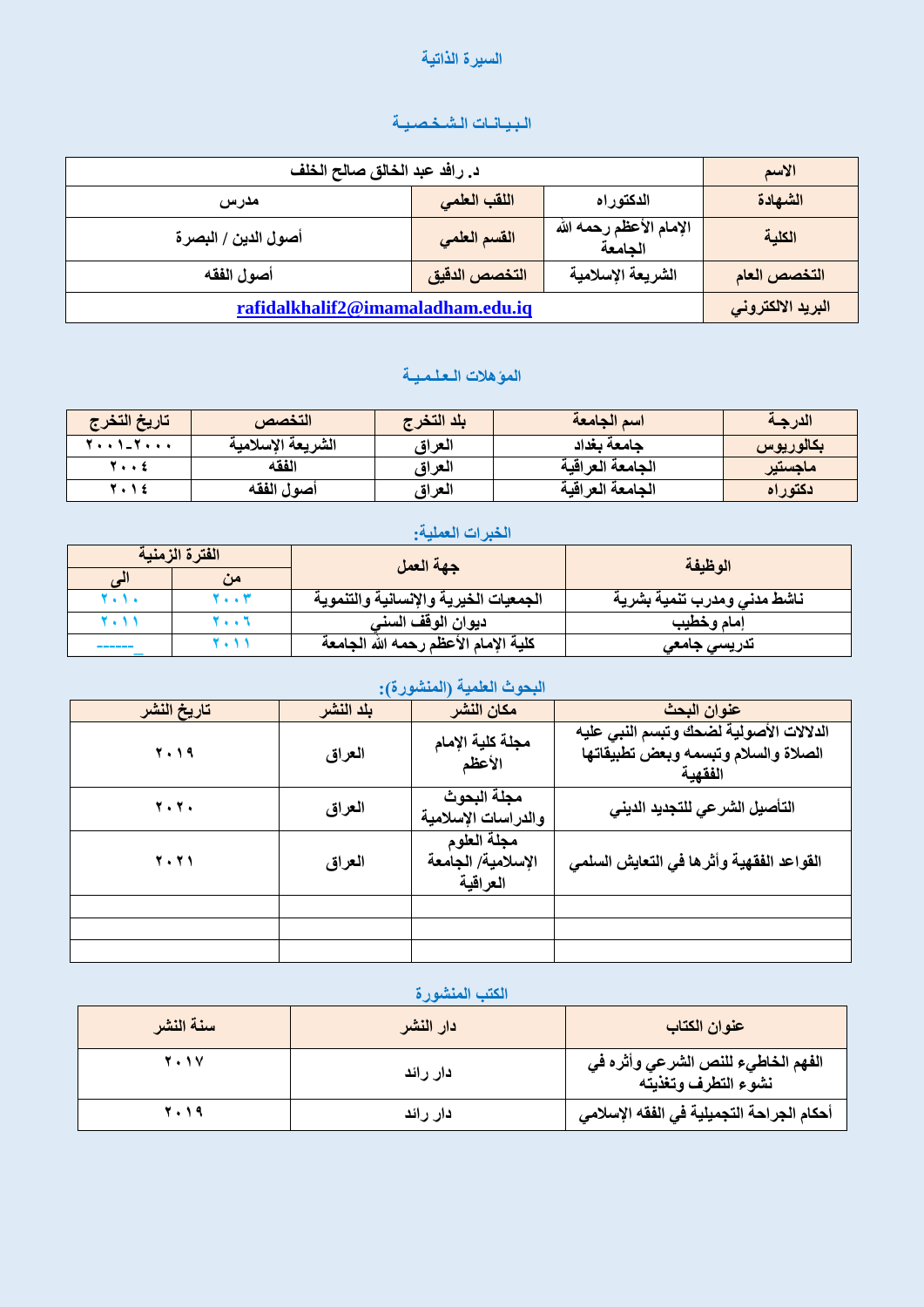# السيرة الذاتية

## البيانات الشخصية

| الاسم | د. رافد عبد الخالق صالح الخلف | | |
|---|---|---|---|
| الشهادة | الدكتوراه | اللقب العلمي | مدرس |
| الكلية | الإمام الأعظم رحمه الله الجامعة | القسم العلمي | أصول الدين / البصرة |
| التخصص العام | الشريعة الإسلامية | التخصص الدقيق | أصول الفقه |
| البريد الالكتروني | rafidalkhalif2@imamaladham.edu.iq | | |

## المؤهلات العلمية

| الدرجة | اسم الجامعة | بلد التخرج | التخصص | تاريخ التخرج |
|---|---|---|---|---|
| بكالوريوس | جامعة بغداد | العراق | الشريعة الإسلامية | ٢٠٠٠-٢٠٠١ |
| ماجستير | الجامعة العراقية | العراق | الفقه | ٢٠٠٤ |
| دكتوراه | الجامعة العراقية | العراق | أصول الفقه | ٢٠١٤ |

## الخبرات العملية:

| الوظيفة | جهة العمل | الفترة الزمنية | |
|---|---|---|---|
| | | من | الى |
| ناشط مدني ومدرب تنمية بشرية | الجمعيات الخيرية والإنسانية والتنموية | ٢٠٠٣ | ٢٠١٠ |
| إمام وخطيب | ديوان الوقف السني | ٢٠٠٦ | ٢٠١١ |
| تدريسي جامعي | كلية الإمام الأعظم رحمه الله الجامعة | ٢٠١١ | ------_ |

## البحوث العلمية (المنشورة):

| عنوان البحث | مكان النشر | بلد النشر | تاريخ النشر |
|---|---|---|---|
| الدلالات الأصولية لضحك وتبسم النبي عليه الصلاة والسلام وتبسمه وبعض تطبيقاتها الفقهية | مجلة كلية الإمام الأعظم | العراق | ٢٠١٩ |
| التأصيل الشرعي للتجديد الديني | مجلة البحوث والدراسات الإسلامية | العراق | ٢٠٢٠ |
| القواعد الفقهية وأثرها في التعايش السلمي | مجلة العلوم الإسلامية/ الجامعة العراقية | العراق | ٢٠٢١ |
| | | | |
| | | | |
| | | | |

## الكتب المنشورة

| عنوان الكتاب | دار النشر | سنة النشر |
|---|---|---|
| الفهم الخاطيء للنص الشرعي وأثره في نشوء التطرف وتغذيته | دار رائد | ٢٠١٧ |
| أحكام الجراحة التجميلية في الفقه الإسلامي | دار رائد | ٢٠١٩ |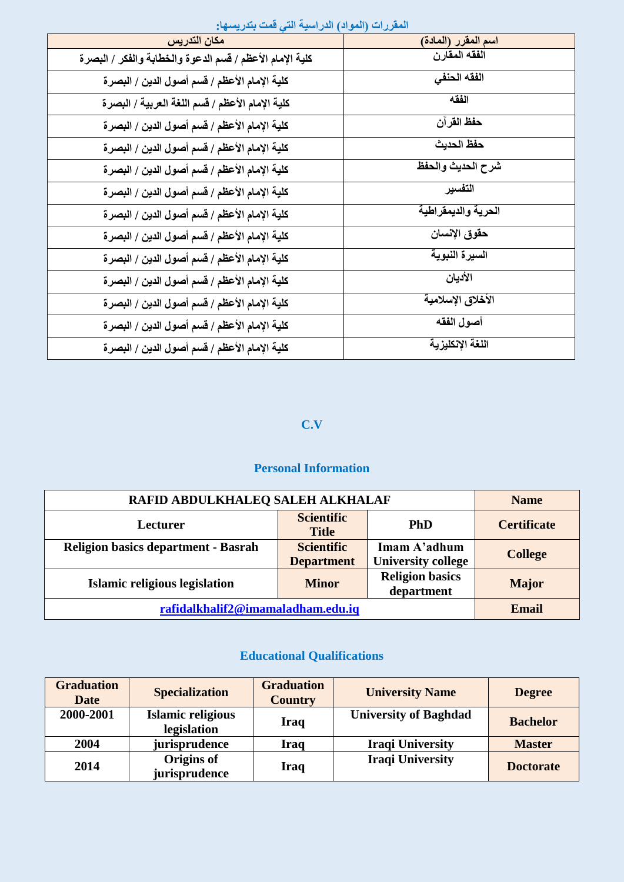المقررات (المواد) الدراسية التي قمت بتدريسها:

| اسم المقرر (المادة) | مكان التدريس |
| --- | --- |
| الفقه المقارن | كلية الإمام الأعظم / قسم الدعوة والخطابة والفكر / البصرة |
| الفقه الحنفي | كلية الإمام الأعظم / قسم أصول الدين / البصرة |
| الفقه | كلية الإمام الأعظم / قسم اللغة العربية / البصرة |
| حفظ القرآن | كلية الإمام الأعظم / قسم أصول الدين / البصرة |
| حفظ الحديث | كلية الإمام الأعظم / قسم أصول الدين / البصرة |
| شرح الحديث والحفظ | كلية الإمام الأعظم / قسم أصول الدين / البصرة |
| التفسير | كلية الإمام الأعظم / قسم أصول الدين / البصرة |
| الحرية والديمقراطية | كلية الإمام الأعظم / قسم أصول الدين / البصرة |
| حقوق الإنسان | كلية الإمام الأعظم / قسم أصول الدين / البصرة |
| السيرة النبوية | كلية الإمام الأعظم / قسم أصول الدين / البصرة |
| الأديان | كلية الإمام الأعظم / قسم أصول الدين / البصرة |
| الأخلاق الإسلامية | كلية الإمام الأعظم / قسم أصول الدين / البصرة |
| أصول الفقه | كلية الإمام الأعظم / قسم أصول الدين / البصرة |
| اللغة الإنكليزية | كلية الإمام الأعظم / قسم أصول الدين / البصرة |

## C.V

### Personal Information

| RAFID ABDULKHALEQ SALEH ALKHALAF | | | Name |
| --- | --- | --- | --- |
| Lecturer | Scientific Title | PhD | Certificate |
| Religion basics department - Basrah | Scientific Department | Imam A'adhum University college | College |
| Islamic religious legislation | Minor | Religion basics department | Major |
| rafidalkhalif2@imamaladham.edu.iq | | | Email |

### Educational Qualifications

| Graduation Date | Specialization | Graduation Country | University Name | Degree |
| --- | --- | --- | --- | --- |
| 2000-2001 | Islamic religious legislation | Iraq | University of Baghdad | Bachelor |
| 2004 | jurisprudence | Iraq | Iraqi University | Master |
| 2014 | Origins of jurisprudence | Iraq | Iraqi University | Doctorate |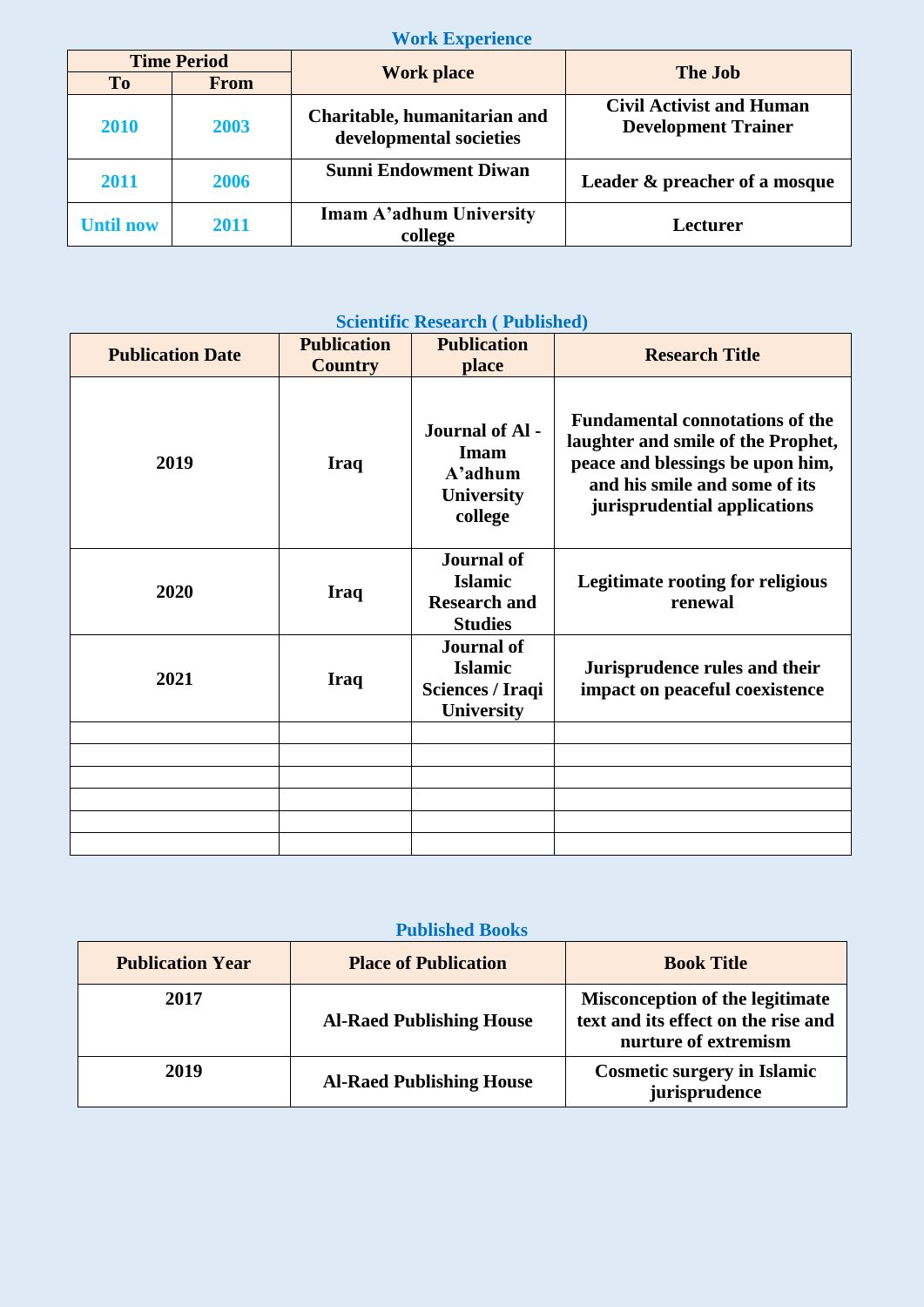## Work Experience

| Time Period | | Work place | The Job |
|---|---|---|---|
| To | From | | |
| 2010 | 2003 | Charitable, humanitarian and developmental societies | Civil Activist and Human Development Trainer |
| 2011 | 2006 | Sunni Endowment Diwan | Leader & preacher of a mosque |
| Until now | 2011 | Imam A'adhum University college | Lecturer |

## Scientific Research ( Published)

| Publication Date | Publication Country | Publication place | Research Title |
|---|---|---|---|
| 2019 | Iraq | Journal of Al - Imam A'adhum University college | Fundamental connotations of the laughter and smile of the Prophet, peace and blessings be upon him, and his smile and some of its jurisprudential applications |
| 2020 | Iraq | Journal of Islamic Research and Studies | Legitimate rooting for religious renewal |
| 2021 | Iraq | Journal of Islamic Sciences / Iraqi University | Jurisprudence rules and their impact on peaceful coexistence |
| | | | |
| | | | |
| | | | |
| | | | |
| | | | |
| | | | |

## Published Books

| Publication Year | Place of Publication | Book Title |
|---|---|---|
| 2017 | Al-Raed Publishing House | Misconception of the legitimate text and its effect on the rise and nurture of extremism |
| 2019 | Al-Raed Publishing House | Cosmetic surgery in Islamic jurisprudence |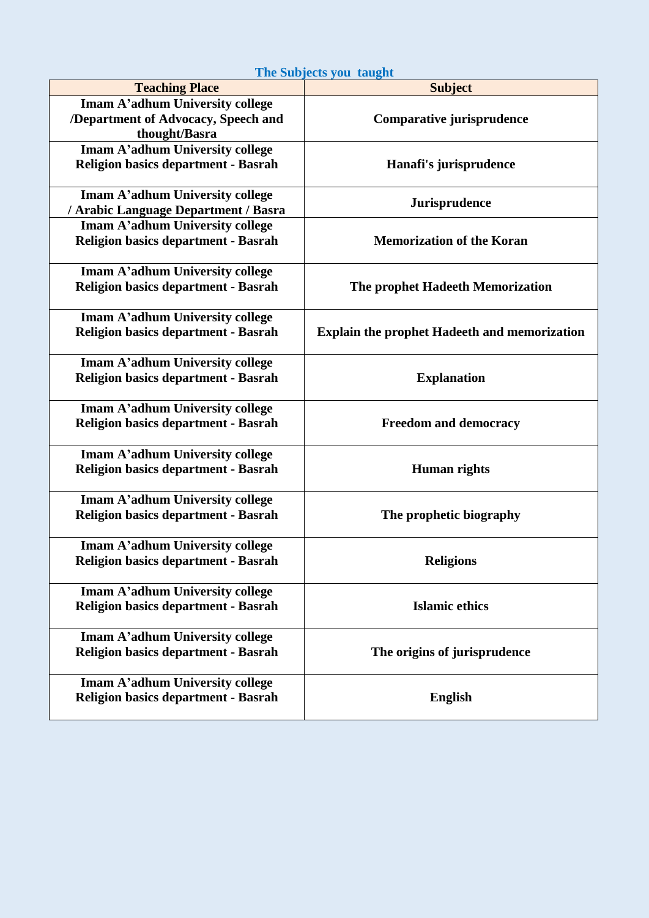## The Subjects you taught

| Teaching Place | Subject |
|---|---|
| **Imam A'adhum University college /Department of Advocacy, Speech and thought/Basra** | **Comparative jurisprudence** |
| **Imam A'adhum University college Religion basics department - Basrah** | **Hanafi's jurisprudence** |
| **Imam A'adhum University college / Arabic Language Department / Basra** | **Jurisprudence** |
| **Imam A'adhum University college Religion basics department - Basrah** | **Memorization of the Koran** |
| **Imam A'adhum University college Religion basics department - Basrah** | **The prophet Hadeeth Memorization** |
| **Imam A'adhum University college Religion basics department - Basrah** | **Explain the prophet Hadeeth and memorization** |
| **Imam A'adhum University college Religion basics department - Basrah** | **Explanation** |
| **Imam A'adhum University college Religion basics department - Basrah** | **Freedom and democracy** |
| **Imam A'adhum University college Religion basics department - Basrah** | **Human rights** |
| **Imam A'adhum University college Religion basics department - Basrah** | **The prophetic biography** |
| **Imam A'adhum University college Religion basics department - Basrah** | **Religions** |
| **Imam A'adhum University college Religion basics department - Basrah** | **Islamic ethics** |
| **Imam A'adhum University college Religion basics department - Basrah** | **The origins of jurisprudence** |
| **Imam A'adhum University college Religion basics department - Basrah** | **English** |